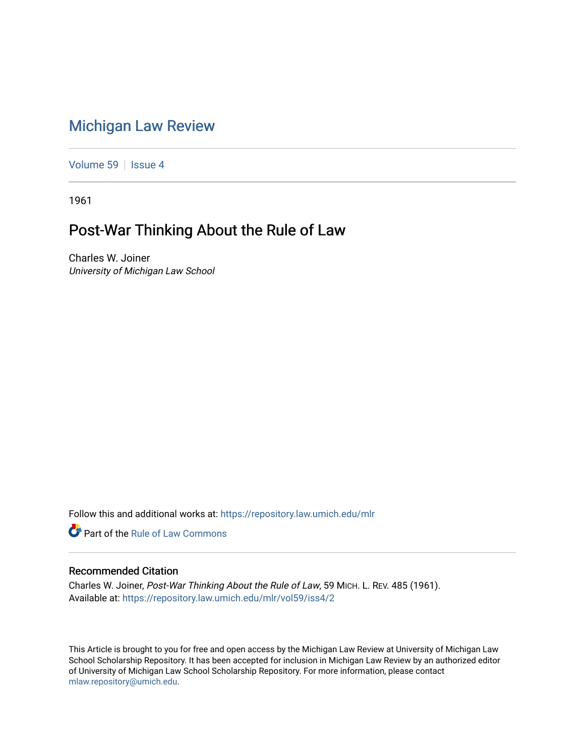# Michigan Law Review

Volume 59 | Issue 4

1961

## Post-War Thinking About the Rule of Law

Charles W. Joiner
*University of Michigan Law School*

Follow this and additional works at: https://repository.law.umich.edu/mlr

Part of the Rule of Law Commons

### Recommended Citation

Charles W. Joiner, *Post-War Thinking About the Rule of Law*, 59 MICH. L. REV. 485 (1961).
Available at: https://repository.law.umich.edu/mlr/vol59/iss4/2

This Article is brought to you for free and open access by the Michigan Law Review at University of Michigan Law School Scholarship Repository. It has been accepted for inclusion in Michigan Law Review by an authorized editor of University of Michigan Law School Scholarship Repository. For more information, please contact mlaw.repository@umich.edu.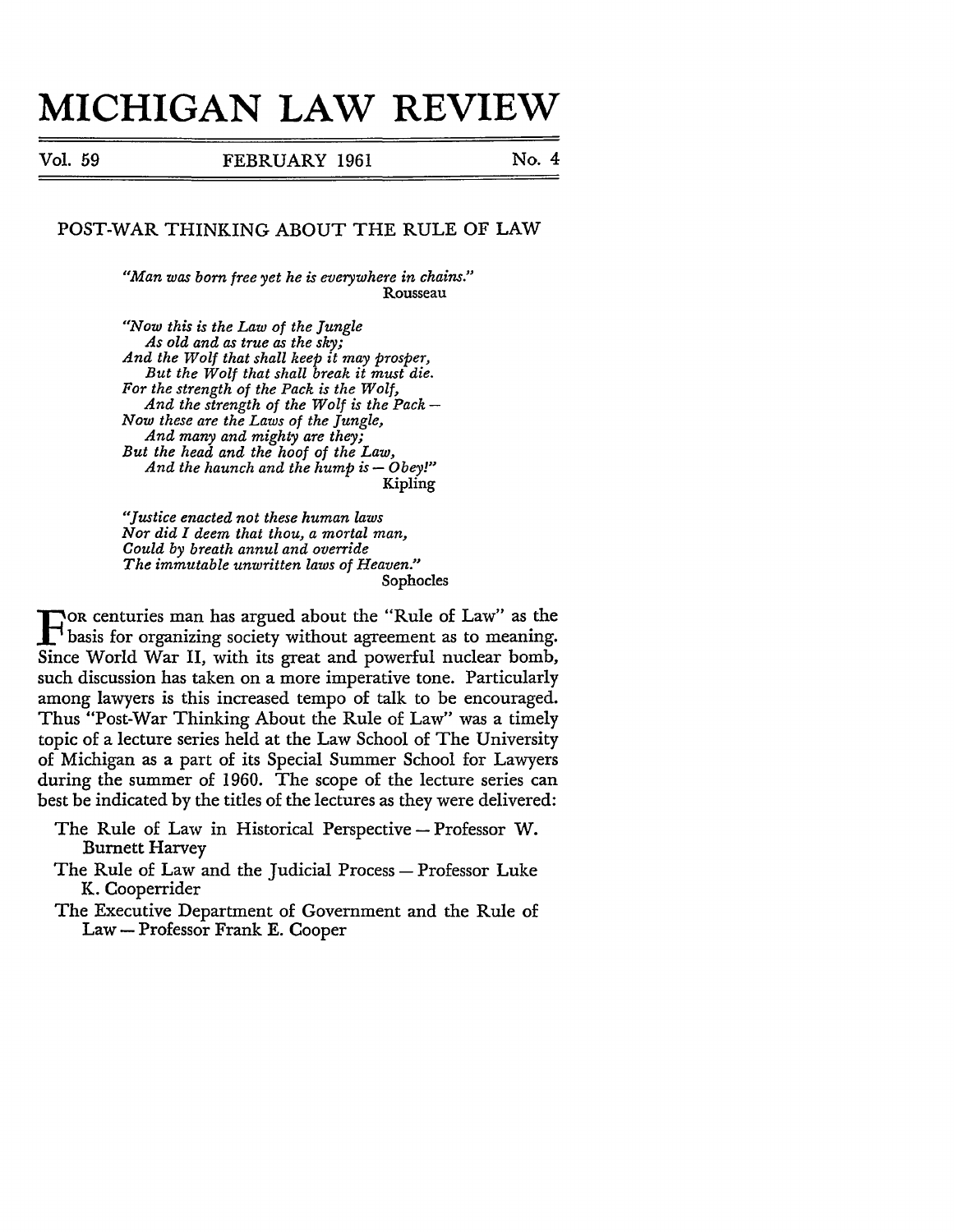# MICHIGAN LAW REVIEW

Vol. 59 FEBRUARY 1961 No. 4

## POST-WAR THINKING ABOUT THE RULE OF LAW

> *"Man was born free yet he is everywhere in chains."*
>
> Rousseau

> *"Now this is the Law of the Jungle*
> *As old and as true as the sky;*
> *And the Wolf that shall keep it may prosper,*
> *But the Wolf that shall break it must die.*
> *For the strength of the Pack is the Wolf,*
> *And the strength of the Wolf is the Pack —*
> *Now these are the Laws of the Jungle,*
> *And many and mighty are they;*
> *But the head and the hoof of the Law,*
> *And the haunch and the hump is — Obey!"*
>
> Kipling

> *"Justice enacted not these human laws*
> *Nor did I deem that thou, a mortal man,*
> *Could by breath annul and override*
> *The immutable unwritten laws of Heaven."*
>
> Sophocles

For centuries man has argued about the "Rule of Law" as the basis for organizing society without agreement as to meaning. Since World War II, with its great and powerful nuclear bomb, such discussion has taken on a more imperative tone. Particularly among lawyers is this increased tempo of talk to be encouraged. Thus "Post-War Thinking About the Rule of Law" was a timely topic of a lecture series held at the Law School of The University of Michigan as a part of its Special Summer School for Lawyers during the summer of 1960. The scope of the lecture series can best be indicated by the titles of the lectures as they were delivered:

- The Rule of Law in Historical Perspective — Professor W. Burnett Harvey
- The Rule of Law and the Judicial Process — Professor Luke K. Cooperrider
- The Executive Department of Government and the Rule of Law — Professor Frank E. Cooper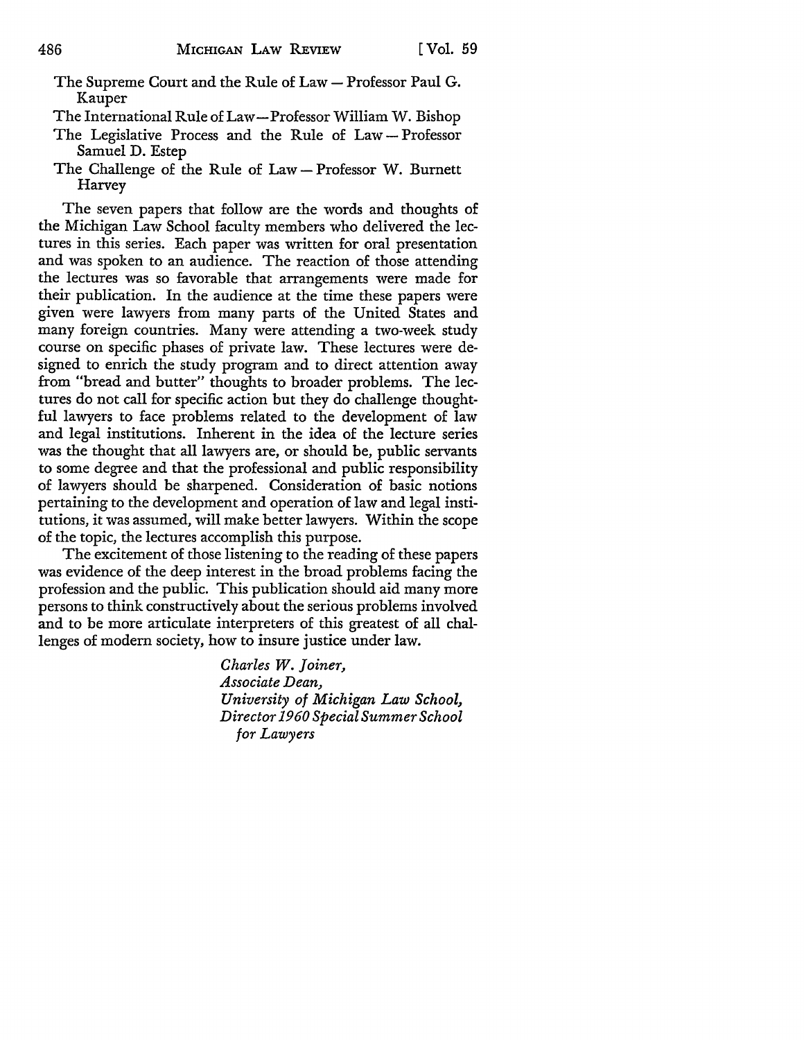The Supreme Court and the Rule of Law — Professor Paul G. Kauper

The International Rule of Law—Professor William W. Bishop

The Legislative Process and the Rule of Law — Professor Samuel D. Estep

The Challenge of the Rule of Law — Professor W. Burnett Harvey

The seven papers that follow are the words and thoughts of the Michigan Law School faculty members who delivered the lectures in this series. Each paper was written for oral presentation and was spoken to an audience. The reaction of those attending the lectures was so favorable that arrangements were made for their publication. In the audience at the time these papers were given were lawyers from many parts of the United States and many foreign countries. Many were attending a two-week study course on specific phases of private law. These lectures were designed to enrich the study program and to direct attention away from "bread and butter" thoughts to broader problems. The lectures do not call for specific action but they do challenge thoughtful lawyers to face problems related to the development of law and legal institutions. Inherent in the idea of the lecture series was the thought that all lawyers are, or should be, public servants to some degree and that the professional and public responsibility of lawyers should be sharpened. Consideration of basic notions pertaining to the development and operation of law and legal institutions, it was assumed, will make better lawyers. Within the scope of the topic, the lectures accomplish this purpose.

The excitement of those listening to the reading of these papers was evidence of the deep interest in the broad problems facing the profession and the public. This publication should aid many more persons to think constructively about the serious problems involved and to be more articulate interpreters of this greatest of all challenges of modern society, how to insure justice under law.

*Charles W. Joiner,*
*Associate Dean,*
*University of Michigan Law School,*
*Director 1960 Special Summer School for Lawyers*